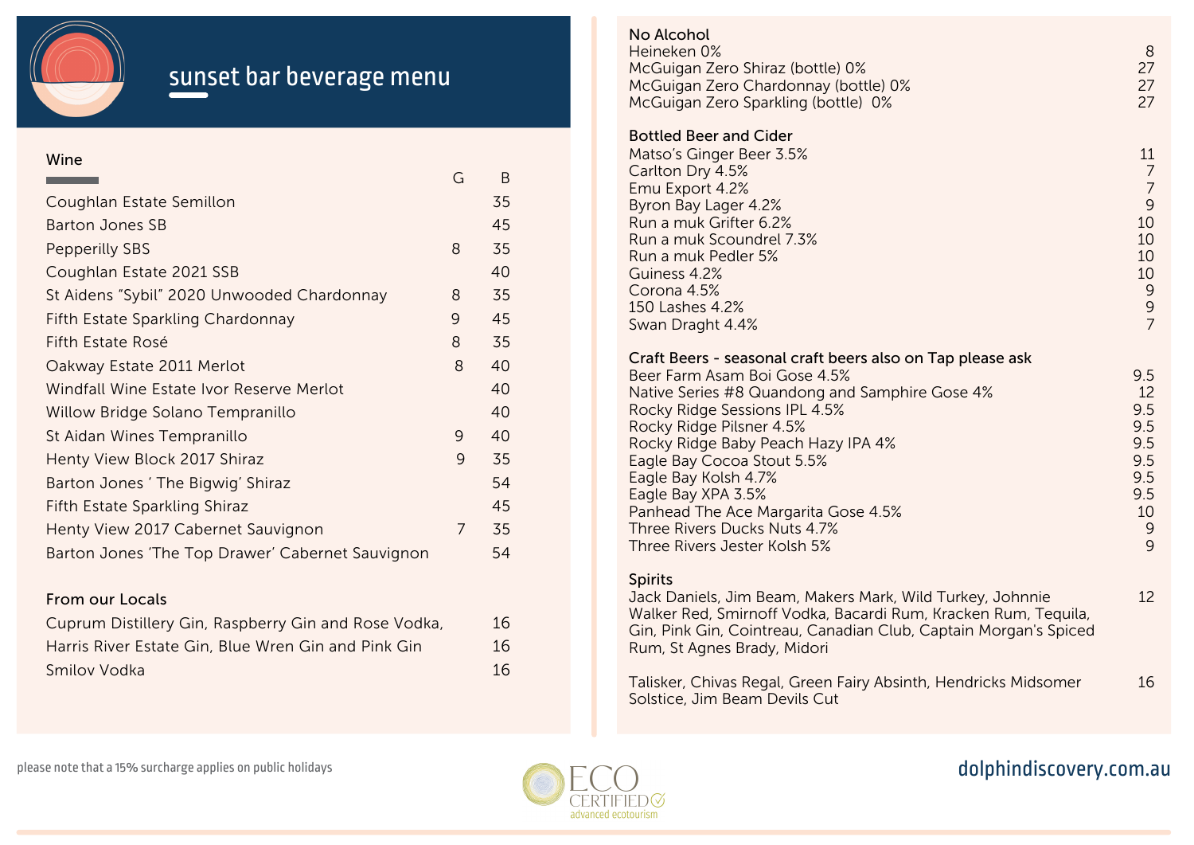# sunset bar beverage menu

## Wine

| | G | B |
|---|---|---|
| Coughlan Estate Semillon | | 35 |
| Barton Jones SB | | 45 |
| Pepperilly SBS | 8 | 35 |
| Coughlan Estate 2021 SSB | | 40 |
| St Aidens "Sybil" 2020 Unwooded Chardonnay | 8 | 35 |
| Fifth Estate Sparkling Chardonnay | 9 | 45 |
| Fifth Estate Rosé | 8 | 35 |
| Oakway Estate 2011 Merlot | 8 | 40 |
| Windfall Wine Estate Ivor Reserve Merlot | | 40 |
| Willow Bridge Solano Tempranillo | | 40 |
| St Aidan Wines Tempranillo | 9 | 40 |
| Henty View Block 2017 Shiraz | 9 | 35 |
| Barton Jones ' The Bigwig' Shiraz | | 54 |
| Fifth Estate Sparkling Shiraz | | 45 |
| Henty View 2017 Cabernet Sauvignon | 7 | 35 |
| Barton Jones 'The Top Drawer' Cabernet Sauvignon | | 54 |

## From our Locals

| | |
|---|---|
| Cuprum Distillery Gin, Raspberry Gin and Rose Vodka, | 16 |
| Harris River Estate Gin, Blue Wren Gin and Pink Gin | 16 |
| Smilov Vodka | 16 |

## No Alcohol

| | |
|---|---|
| Heineken 0% | 8 |
| McGuigan Zero Shiraz (bottle) 0% | 27 |
| McGuigan Zero Chardonnay (bottle) 0% | 27 |
| McGuigan Zero Sparkling (bottle) 0% | 27 |

## Bottled Beer and Cider

| | |
|---|---|
| Matso's Ginger Beer 3.5% | 11 |
| Carlton Dry 4.5% | 7 |
| Emu Export 4.2% | 7 |
| Byron Bay Lager 4.2% | 9 |
| Run a muk Grifter 6.2% | 10 |
| Run a muk Scoundrel 7.3% | 10 |
| Run a muk Pedler 5% | 10 |
| Guiness 4.2% | 10 |
| Corona 4.5% | 9 |
| 150 Lashes 4.2% | 9 |
| Swan Draght 4.4% | 7 |

## Craft Beers - seasonal craft beers also on Tap please ask

| | |
|---|---|
| Beer Farm Asam Boi Gose 4.5% | 9.5 |
| Native Series #8 Quandong and Samphire Gose 4% | 12 |
| Rocky Ridge Sessions IPL 4.5% | 9.5 |
| Rocky Ridge Pilsner 4.5% | 9.5 |
| Rocky Ridge Baby Peach Hazy IPA 4% | 9.5 |
| Eagle Bay Cocoa Stout 5.5% | 9.5 |
| Eagle Bay Kolsh 4.7% | 9.5 |
| Eagle Bay XPA 3.5% | 9.5 |
| Panhead The Ace Margarita Gose 4.5% | 10 |
| Three Rivers Ducks Nuts 4.7% | 9 |
| Three Rivers Jester Kolsh 5% | 9 |

## Spirits

| | |
|---|---|
| Jack Daniels, Jim Beam, Makers Mark, Wild Turkey, Johnnie Walker Red, Smirnoff Vodka, Bacardi Rum, Kracken Rum, Tequila, Gin, Pink Gin, Cointreau, Canadian Club, Captain Morgan's Spiced Rum, St Agnes Brady, Midori | 12 |
| Talisker, Chivas Regal, Green Fairy Absinth, Hendricks Midsomer Solstice, Jim Beam Devils Cut | 16 |

please note that a 15% surcharge applies on public holidays

ECO CERTIFIED advanced ecotourism

dolphindiscovery.com.au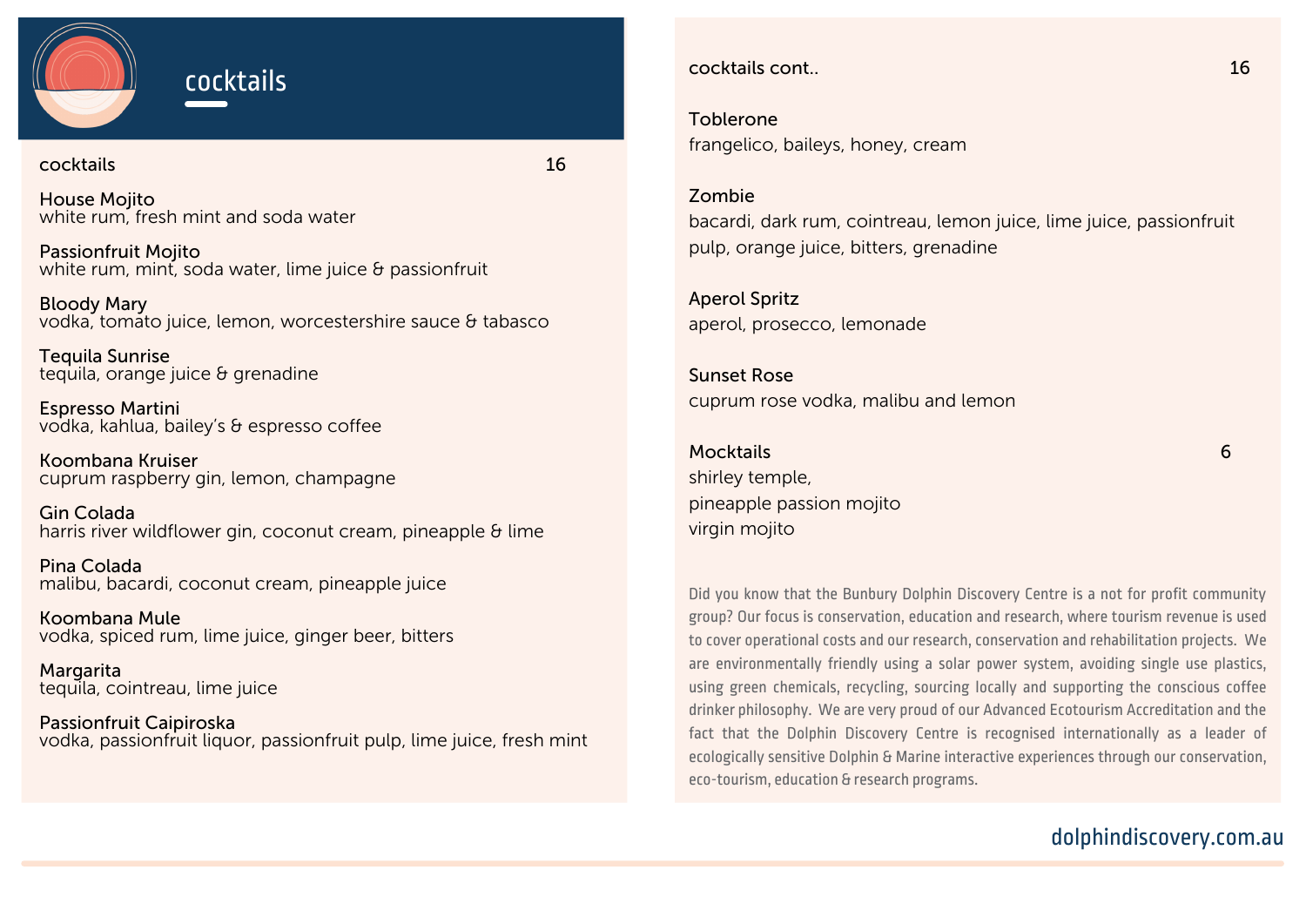# cocktails

**cocktails** 16

**House Mojito**
white rum, fresh mint and soda water

**Passionfruit Mojito**
white rum, mint, soda water, lime juice & passionfruit

**Bloody Mary**
vodka, tomato juice, lemon, worcestershire sauce & tabasco

**Tequila Sunrise**
tequila, orange juice & grenadine

**Espresso Martini**
vodka, kahlua, bailey's & espresso coffee

**Koombana Kruiser**
cuprum raspberry gin, lemon, champagne

**Gin Colada**
harris river wildflower gin, coconut cream, pineapple & lime

**Pina Colada**
malibu, bacardi, coconut cream, pineapple juice

**Koombana Mule**
vodka, spiced rum, lime juice, ginger beer, bitters

**Margarita**
tequila, cointreau, lime juice

**Passionfruit Caipiroska**
vodka, passionfruit liquor, passionfruit pulp, lime juice, fresh mint

**cocktails cont..** 16

**Toblerone**
frangelico, baileys, honey, cream

**Zombie**
bacardi, dark rum, cointreau, lemon juice, lime juice, passionfruit pulp, orange juice, bitters, grenadine

**Aperol Spritz**
aperol, prosecco, lemonade

**Sunset Rose**
cuprum rose vodka, malibu and lemon

**Mocktails** 6
shirley temple,
pineapple passion mojito
virgin mojito

Did you know that the Bunbury Dolphin Discovery Centre is a not for profit community group? Our focus is conservation, education and research, where tourism revenue is used to cover operational costs and our research, conservation and rehabilitation projects. We are environmentally friendly using a solar power system, avoiding single use plastics, using green chemicals, recycling, sourcing locally and supporting the conscious coffee drinker philosophy. We are very proud of our Advanced Ecotourism Accreditation and the fact that the Dolphin Discovery Centre is recognised internationally as a leader of ecologically sensitive Dolphin & Marine interactive experiences through our conservation, eco-tourism, education & research programs.

dolphindiscovery.com.au